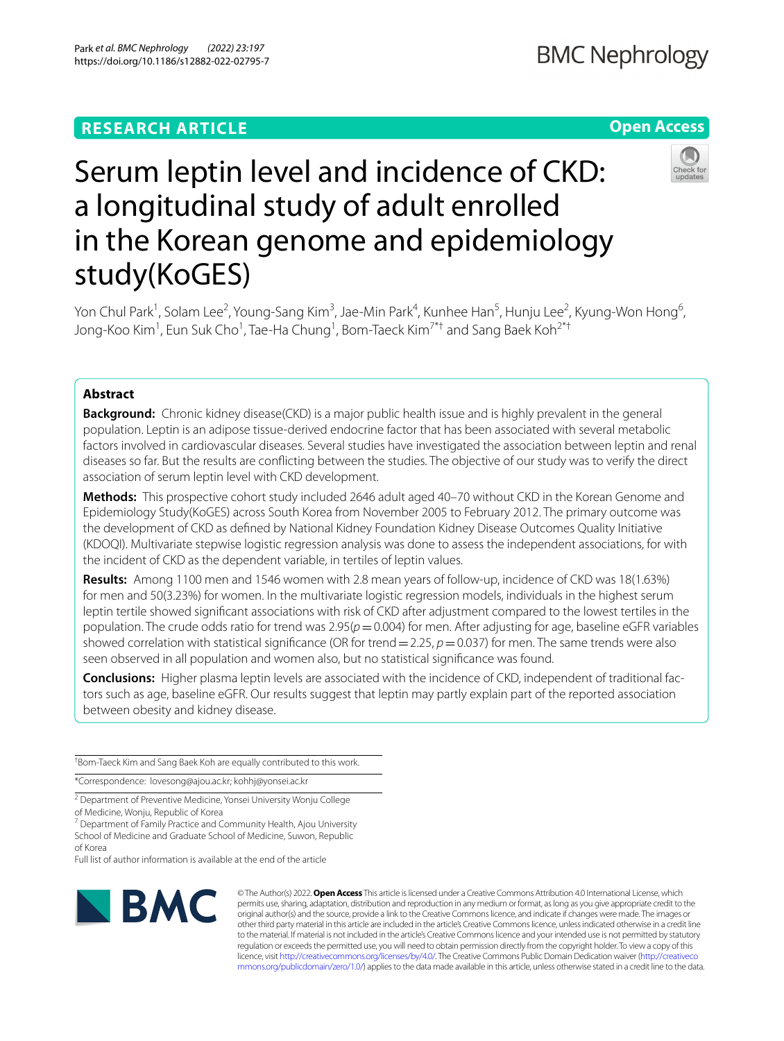RESEARCH ARTICLE

Open Access

# Serum leptin level and incidence of CKD: a longitudinal study of adult enrolled in the Korean genome and epidemiology study(KoGES)

Yon Chul Park[1], Solam Lee[2], Young-Sang Kim[3], Jae-Min Park[4], Kunhee Han[5], Hunju Lee[2], Kyung-Won Hong[6], Jong-Koo Kim[1], Eun Suk Cho[1], Tae-Ha Chung[1], Bom-Taeck Kim[7*†] and Sang Baek Koh[2*†]

## Abstract

**Background:** Chronic kidney disease(CKD) is a major public health issue and is highly prevalent in the general population. Leptin is an adipose tissue-derived endocrine factor that has been associated with several metabolic factors involved in cardiovascular diseases. Several studies have investigated the association between leptin and renal diseases so far. But the results are conflicting between the studies. The objective of our study was to verify the direct association of serum leptin level with CKD development.

**Methods:** This prospective cohort study included 2646 adult aged 40–70 without CKD in the Korean Genome and Epidemiology Study(KoGES) across South Korea from November 2005 to February 2012. The primary outcome was the development of CKD as defined by National Kidney Foundation Kidney Disease Outcomes Quality Initiative (KDOQI). Multivariate stepwise logistic regression analysis was done to assess the independent associations, for with the incident of CKD as the dependent variable, in tertiles of leptin values.

**Results:** Among 1100 men and 1546 women with 2.8 mean years of follow-up, incidence of CKD was 18(1.63%) for men and 50(3.23%) for women. In the multivariate logistic regression models, individuals in the highest serum leptin tertile showed significant associations with risk of CKD after adjustment compared to the lowest tertiles in the population. The crude odds ratio for trend was 2.95($p=0.004$) for men. After adjusting for age, baseline eGFR variables showed correlation with statistical significance (OR for trend = 2.25, $p=0.037$) for men. The same trends were also seen observed in all population and women also, but no statistical significance was found.

**Conclusions:** Higher plasma leptin levels are associated with the incidence of CKD, independent of traditional factors such as age, baseline eGFR. Our results suggest that leptin may partly explain part of the reported association between obesity and kidney disease.

†Bom-Taeck Kim and Sang Baek Koh are equally contributed to this work.

*Correspondence: lovesong@ajou.ac.kr; kohhj@yonsei.ac.kr

[2] Department of Preventive Medicine, Yonsei University Wonju College of Medicine, Wonju, Republic of Korea

[7] Department of Family Practice and Community Health, Ajou University School of Medicine and Graduate School of Medicine, Suwon, Republic of Korea

Full list of author information is available at the end of the article

© The Author(s) 2022. **Open Access** This article is licensed under a Creative Commons Attribution 4.0 International License, which permits use, sharing, adaptation, distribution and reproduction in any medium or format, as long as you give appropriate credit to the original author(s) and the source, provide a link to the Creative Commons licence, and indicate if changes were made. The images or other third party material in this article are included in the article's Creative Commons licence, unless indicated otherwise in a credit line to the material. If material is not included in the article's Creative Commons licence and your intended use is not permitted by statutory regulation or exceeds the permitted use, you will need to obtain permission directly from the copyright holder. To view a copy of this licence, visit http://creativecommons.org/licenses/by/4.0/. The Creative Commons Public Domain Dedication waiver (http://creativecommons.org/publicdomain/zero/1.0/) applies to the data made available in this article, unless otherwise stated in a credit line to the data.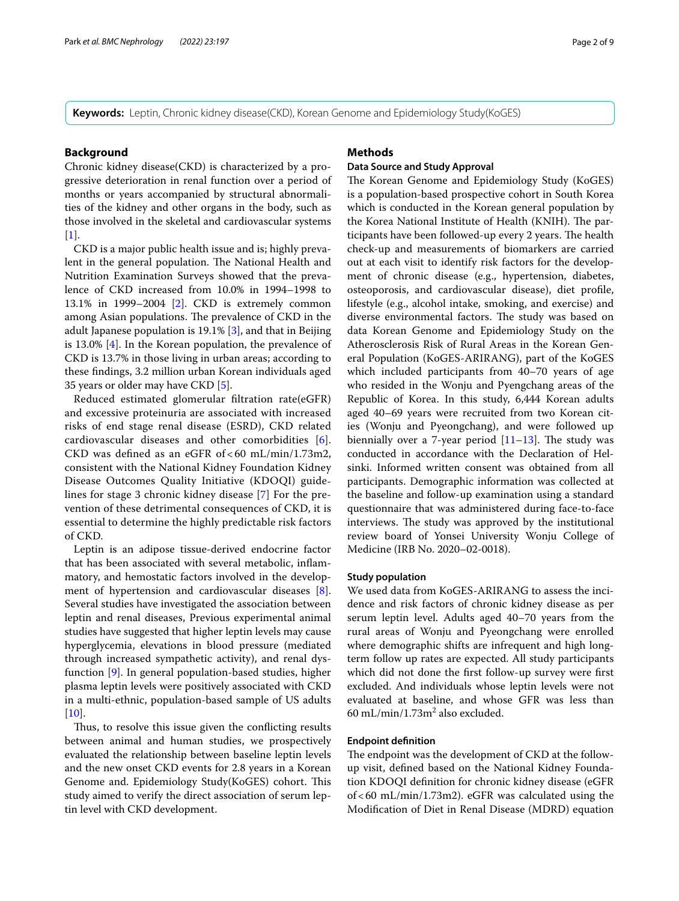**Keywords:** Leptin, Chronic kidney disease(CKD), Korean Genome and Epidemiology Study(KoGES)

## Background

Chronic kidney disease(CKD) is characterized by a progressive deterioration in renal function over a period of months or years accompanied by structural abnormalities of the kidney and other organs in the body, such as those involved in the skeletal and cardiovascular systems [1].

CKD is a major public health issue and is; highly prevalent in the general population. The National Health and Nutrition Examination Surveys showed that the prevalence of CKD increased from 10.0% in 1994–1998 to 13.1% in 1999–2004 [2]. CKD is extremely common among Asian populations. The prevalence of CKD in the adult Japanese population is 19.1% [3], and that in Beijing is 13.0% [4]. In the Korean population, the prevalence of CKD is 13.7% in those living in urban areas; according to these findings, 3.2 million urban Korean individuals aged 35 years or older may have CKD [5].

Reduced estimated glomerular filtration rate(eGFR) and excessive proteinuria are associated with increased risks of end stage renal disease (ESRD), CKD related cardiovascular diseases and other comorbidities [6]. CKD was defined as an eGFR of < 60 mL/min/1.73m2, consistent with the National Kidney Foundation Kidney Disease Outcomes Quality Initiative (KDOQI) guidelines for stage 3 chronic kidney disease [7] For the prevention of these detrimental consequences of CKD, it is essential to determine the highly predictable risk factors of CKD.

Leptin is an adipose tissue-derived endocrine factor that has been associated with several metabolic, inflammatory, and hemostatic factors involved in the development of hypertension and cardiovascular diseases [8]. Several studies have investigated the association between leptin and renal diseases, Previous experimental animal studies have suggested that higher leptin levels may cause hyperglycemia, elevations in blood pressure (mediated through increased sympathetic activity), and renal dysfunction [9]. In general population-based studies, higher plasma leptin levels were positively associated with CKD in a multi-ethnic, population-based sample of US adults [10].

Thus, to resolve this issue given the conflicting results between animal and human studies, we prospectively evaluated the relationship between baseline leptin levels and the new onset CKD events for 2.8 years in a Korean Genome and. Epidemiology Study(KoGES) cohort. This study aimed to verify the direct association of serum leptin level with CKD development.

## Methods

### Data Source and Study Approval

The Korean Genome and Epidemiology Study (KoGES) is a population-based prospective cohort in South Korea which is conducted in the Korean general population by the Korea National Institute of Health (KNIH). The participants have been followed-up every 2 years. The health check-up and measurements of biomarkers are carried out at each visit to identify risk factors for the development of chronic disease (e.g., hypertension, diabetes, osteoporosis, and cardiovascular disease), diet profile, lifestyle (e.g., alcohol intake, smoking, and exercise) and diverse environmental factors. The study was based on data Korean Genome and Epidemiology Study on the Atherosclerosis Risk of Rural Areas in the Korean General Population (KoGES-ARIRANG), part of the KoGES which included participants from 40–70 years of age who resided in the Wonju and Pyengchang areas of the Republic of Korea. In this study, 6,444 Korean adults aged 40–69 years were recruited from two Korean cities (Wonju and Pyeongchang), and were followed up biennially over a 7-year period [11–13]. The study was conducted in accordance with the Declaration of Helsinki. Informed written consent was obtained from all participants. Demographic information was collected at the baseline and follow-up examination using a standard questionnaire that was administered during face-to-face interviews. The study was approved by the institutional review board of Yonsei University Wonju College of Medicine (IRB No. 2020–02-0018).

### Study population

We used data from KoGES-ARIRANG to assess the incidence and risk factors of chronic kidney disease as per serum leptin level. Adults aged 40–70 years from the rural areas of Wonju and Pyeongchang were enrolled where demographic shifts are infrequent and high long-term follow up rates are expected. All study participants which did not done the first follow-up survey were first excluded. And individuals whose leptin levels were not evaluated at baseline, and whose GFR was less than 60 mL/min/1.73m$^2$ also excluded.

### Endpoint definition

The endpoint was the development of CKD at the follow-up visit, defined based on the National Kidney Foundation KDOQI definition for chronic kidney disease (eGFR of < 60 mL/min/1.73m2). eGFR was calculated using the Modification of Diet in Renal Disease (MDRD) equation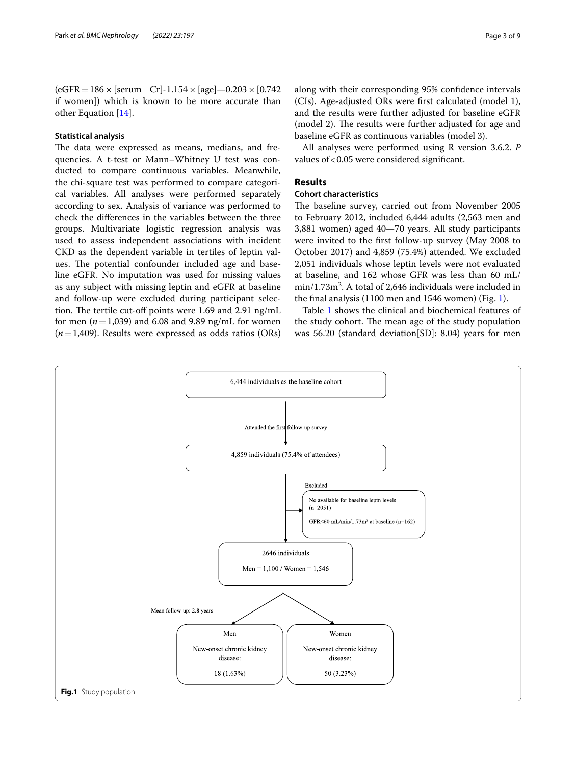(eGFR = 186 × [serum Cr]-1.154 × [age]—0.203 × [0.742 if women]) which is known to be more accurate than other Equation [14].

### Statistical analysis

The data were expressed as means, medians, and frequencies. A t-test or Mann–Whitney U test was conducted to compare continuous variables. Meanwhile, the chi-square test was performed to compare categorical variables. All analyses were performed separately according to sex. Analysis of variance was performed to check the differences in the variables between the three groups. Multivariate logistic regression analysis was used to assess independent associations with incident CKD as the dependent variable in tertiles of leptin values. The potential confounder included age and baseline eGFR. No imputation was used for missing values as any subject with missing leptin and eGFR at baseline and follow-up were excluded during participant selection. The tertile cut-off points were 1.69 and 2.91 ng/mL for men ($n = 1{,}039$) and 6.08 and 9.89 ng/mL for women ($n = 1{,}409$). Results were expressed as odds ratios (ORs) along with their corresponding 95% confidence intervals (CIs). Age-adjusted ORs were first calculated (model 1), and the results were further adjusted for baseline eGFR (model 2). The results were further adjusted for age and baseline eGFR as continuous variables (model 3).

All analyses were performed using R version 3.6.2. *P* values of < 0.05 were considered significant.

## Results

### Cohort characteristics

The baseline survey, carried out from November 2005 to February 2012, included 6,444 adults (2,563 men and 3,881 women) aged 40—70 years. All study participants were invited to the first follow-up survey (May 2008 to October 2017) and 4,859 (75.4%) attended. We excluded 2,051 individuals whose leptin levels were not evaluated at baseline, and 162 whose GFR was less than 60 mL/min/1.73m$^2$. A total of 2,646 individuals were included in the final analysis (1100 men and 1546 women) (Fig. 1).

Table 1 shows the clinical and biochemical features of the study cohort. The mean age of the study population was 56.20 (standard deviation[SD]: 8.04) years for men

6,444 individuals as the baseline cohort

Attended the first follow-up survey

4,859 individuals (75.4% of attendees)

Excluded

No available for baseline leptn levels (n=2051)

GFR<60 mL/min/1.73m$^2$ at baseline (n=162)

2646 individuals

Men = 1,100 / Women = 1,546

Mean follow-up: 2.8 years

Men — New-onset chronic kidney disease: 18 (1.63%)

Women — New-onset chronic kidney disease: 50 (3.23%)

**Fig.1** Study population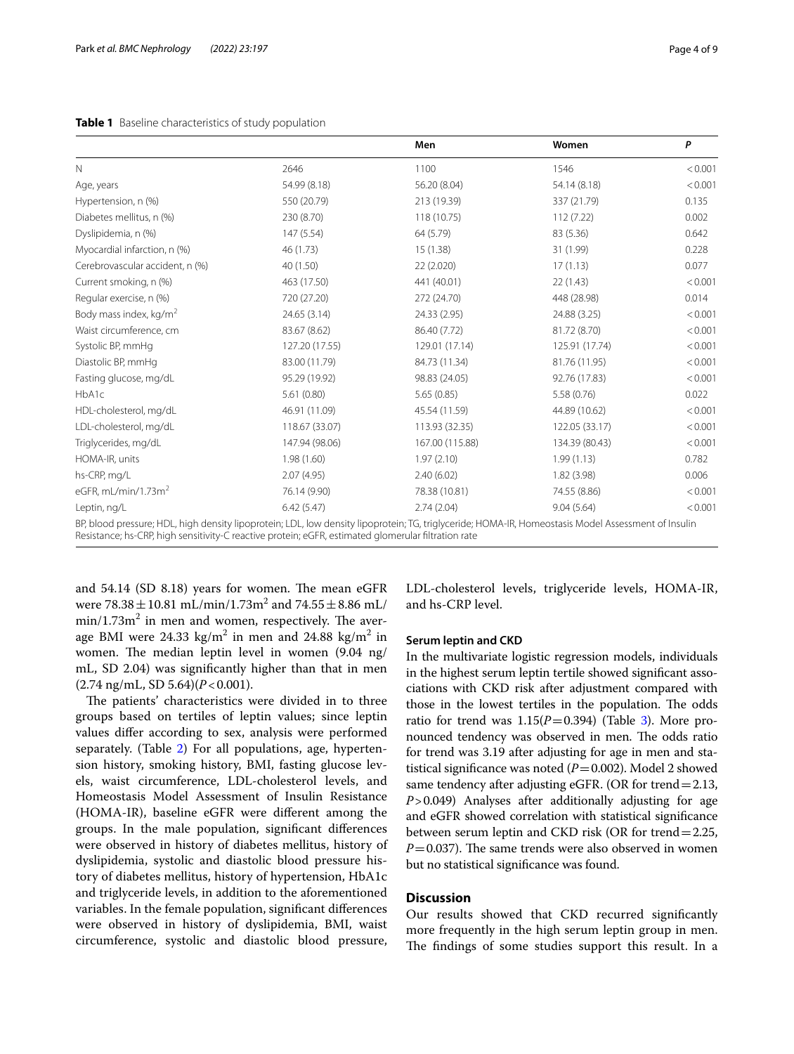**Table 1** Baseline characteristics of study population

| | | Men | Women | *P* |
|---|---|---|---|---|
| N | 2646 | 1100 | 1546 | < 0.001 |
| Age, years | 54.99 (8.18) | 56.20 (8.04) | 54.14 (8.18) | < 0.001 |
| Hypertension, n (%) | 550 (20.79) | 213 (19.39) | 337 (21.79) | 0.135 |
| Diabetes mellitus, n (%) | 230 (8.70) | 118 (10.75) | 112 (7.22) | 0.002 |
| Dyslipidemia, n (%) | 147 (5.54) | 64 (5.79) | 83 (5.36) | 0.642 |
| Myocardial infarction, n (%) | 46 (1.73) | 15 (1.38) | 31 (1.99) | 0.228 |
| Cerebrovascular accident, n (%) | 40 (1.50) | 22 (2.020) | 17 (1.13) | 0.077 |
| Current smoking, n (%) | 463 (17.50) | 441 (40.01) | 22 (1.43) | < 0.001 |
| Regular exercise, n (%) | 720 (27.20) | 272 (24.70) | 448 (28.98) | 0.014 |
| Body mass index, kg/m$^2$ | 24.65 (3.14) | 24.33 (2.95) | 24.88 (3.25) | < 0.001 |
| Waist circumference, cm | 83.67 (8.62) | 86.40 (7.72) | 81.72 (8.70) | < 0.001 |
| Systolic BP, mmHg | 127.20 (17.55) | 129.01 (17.14) | 125.91 (17.74) | < 0.001 |
| Diastolic BP, mmHg | 83.00 (11.79) | 84.73 (11.34) | 81.76 (11.95) | < 0.001 |
| Fasting glucose, mg/dL | 95.29 (19.92) | 98.83 (24.05) | 92.76 (17.83) | < 0.001 |
| HbA1c | 5.61 (0.80) | 5.65 (0.85) | 5.58 (0.76) | 0.022 |
| HDL-cholesterol, mg/dL | 46.91 (11.09) | 45.54 (11.59) | 44.89 (10.62) | < 0.001 |
| LDL-cholesterol, mg/dL | 118.67 (33.07) | 113.93 (32.35) | 122.05 (33.17) | < 0.001 |
| Triglycerides, mg/dL | 147.94 (98.06) | 167.00 (115.88) | 134.39 (80.43) | < 0.001 |
| HOMA-IR, units | 1.98 (1.60) | 1.97 (2.10) | 1.99 (1.13) | 0.782 |
| hs-CRP, mg/L | 2.07 (4.95) | 2.40 (6.02) | 1.82 (3.98) | 0.006 |
| eGFR, mL/min/1.73m$^2$ | 76.14 (9.90) | 78.38 (10.81) | 74.55 (8.86) | < 0.001 |
| Leptin, ng/L | 6.42 (5.47) | 2.74 (2.04) | 9.04 (5.64) | < 0.001 |

BP, blood pressure; HDL, high density lipoprotein; LDL, low density lipoprotein; TG, triglyceride; HOMA-IR, Homeostasis Model Assessment of Insulin Resistance; hs-CRP, high sensitivity-C reactive protein; eGFR, estimated glomerular filtration rate

and 54.14 (SD 8.18) years for women. The mean eGFR were 78.38 ± 10.81 mL/min/1.73m$^2$ and 74.55 ± 8.86 mL/min/1.73m$^2$ in men and women, respectively. The average BMI were 24.33 kg/m$^2$ in men and 24.88 kg/m$^2$ in women. The median leptin level in women (9.04 ng/mL, SD 2.04) was significantly higher than that in men (2.74 ng/mL, SD 5.64)($P < 0.001$).

The patients' characteristics were divided in to three groups based on tertiles of leptin values; since leptin values differ according to sex, analysis were performed separately. (Table 2) For all populations, age, hypertension history, smoking history, BMI, fasting glucose levels, waist circumference, LDL-cholesterol levels, and Homeostasis Model Assessment of Insulin Resistance (HOMA-IR), baseline eGFR were different among the groups. In the male population, significant differences were observed in history of diabetes mellitus, history of dyslipidemia, systolic and diastolic blood pressure history of diabetes mellitus, history of hypertension, HbA1c and triglyceride levels, in addition to the aforementioned variables. In the female population, significant differences were observed in history of dyslipidemia, BMI, waist circumference, systolic and diastolic blood pressure, LDL-cholesterol levels, triglyceride levels, HOMA-IR, and hs-CRP level.

### Serum leptin and CKD

In the multivariate logistic regression models, individuals in the highest serum leptin tertile showed significant associations with CKD risk after adjustment compared with those in the lowest tertiles in the population. The odds ratio for trend was 1.15($P = 0.394$) (Table 3). More pronounced tendency was observed in men. The odds ratio for trend was 3.19 after adjusting for age in men and statistical significance was noted ($P = 0.002$). Model 2 showed same tendency after adjusting eGFR. (OR for trend = 2.13, $P > 0.049$) Analyses after additionally adjusting for age and eGFR showed correlation with statistical significance between serum leptin and CKD risk (OR for trend = 2.25, $P = 0.037$). The same trends were also observed in women but no statistical significance was found.

## Discussion

Our results showed that CKD recurred significantly more frequently in the high serum leptin group in men. The findings of some studies support this result. In a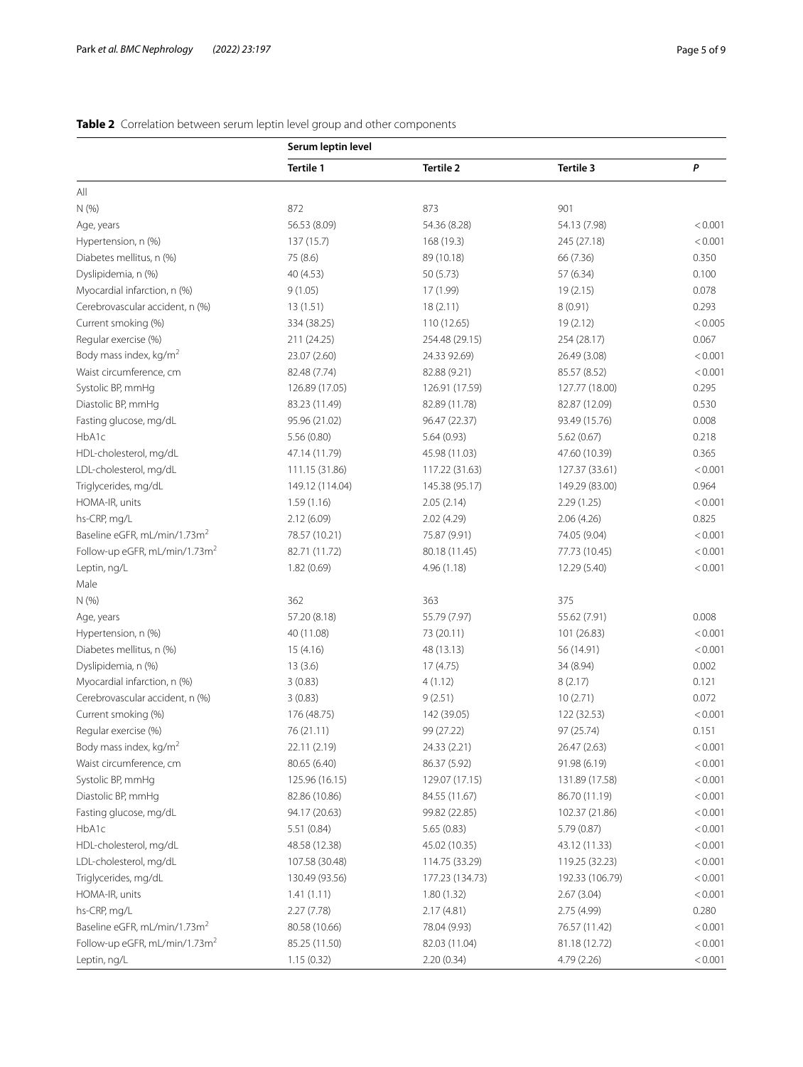**Table 2** Correlation between serum leptin level group and other components

| | Serum leptin level | | | |
|---|---|---|---|---|
| | **Tertile 1** | **Tertile 2** | **Tertile 3** | ***P*** |
| All | | | | |
| N (%) | 872 | 873 | 901 | |
| Age, years | 56.53 (8.09) | 54.36 (8.28) | 54.13 (7.98) | < 0.001 |
| Hypertension, n (%) | 137 (15.7) | 168 (19.3) | 245 (27.18) | < 0.001 |
| Diabetes mellitus, n (%) | 75 (8.6) | 89 (10.18) | 66 (7.36) | 0.350 |
| Dyslipidemia, n (%) | 40 (4.53) | 50 (5.73) | 57 (6.34) | 0.100 |
| Myocardial infarction, n (%) | 9 (1.05) | 17 (1.99) | 19 (2.15) | 0.078 |
| Cerebrovascular accident, n (%) | 13 (1.51) | 18 (2.11) | 8 (0.91) | 0.293 |
| Current smoking (%) | 334 (38.25) | 110 (12.65) | 19 (2.12) | < 0.005 |
| Regular exercise (%) | 211 (24.25) | 254.48 (29.15) | 254 (28.17) | 0.067 |
| Body mass index, kg/m$^2$ | 23.07 (2.60) | 24.33 92.69) | 26.49 (3.08) | < 0.001 |
| Waist circumference, cm | 82.48 (7.74) | 82.88 (9.21) | 85.57 (8.52) | < 0.001 |
| Systolic BP, mmHg | 126.89 (17.05) | 126.91 (17.59) | 127.77 (18.00) | 0.295 |
| Diastolic BP, mmHg | 83.23 (11.49) | 82.89 (11.78) | 82.87 (12.09) | 0.530 |
| Fasting glucose, mg/dL | 95.96 (21.02) | 96.47 (22.37) | 93.49 (15.76) | 0.008 |
| HbA1c | 5.56 (0.80) | 5.64 (0.93) | 5.62 (0.67) | 0.218 |
| HDL-cholesterol, mg/dL | 47.14 (11.79) | 45.98 (11.03) | 47.60 (10.39) | 0.365 |
| LDL-cholesterol, mg/dL | 111.15 (31.86) | 117.22 (31.63) | 127.37 (33.61) | < 0.001 |
| Triglycerides, mg/dL | 149.12 (114.04) | 145.38 (95.17) | 149.29 (83.00) | 0.964 |
| HOMA-IR, units | 1.59 (1.16) | 2.05 (2.14) | 2.29 (1.25) | < 0.001 |
| hs-CRP, mg/L | 2.12 (6.09) | 2.02 (4.29) | 2.06 (4.26) | 0.825 |
| Baseline eGFR, mL/min/1.73m$^2$ | 78.57 (10.21) | 75.87 (9.91) | 74.05 (9.04) | < 0.001 |
| Follow-up eGFR, mL/min/1.73m$^2$ | 82.71 (11.72) | 80.18 (11.45) | 77.73 (10.45) | < 0.001 |
| Leptin, ng/L | 1.82 (0.69) | 4.96 (1.18) | 12.29 (5.40) | < 0.001 |
| Male | | | | |
| N (%) | 362 | 363 | 375 | |
| Age, years | 57.20 (8.18) | 55.79 (7.97) | 55.62 (7.91) | 0.008 |
| Hypertension, n (%) | 40 (11.08) | 73 (20.11) | 101 (26.83) | < 0.001 |
| Diabetes mellitus, n (%) | 15 (4.16) | 48 (13.13) | 56 (14.91) | < 0.001 |
| Dyslipidemia, n (%) | 13 (3.6) | 17 (4.75) | 34 (8.94) | 0.002 |
| Myocardial infarction, n (%) | 3 (0.83) | 4 (1.12) | 8 (2.17) | 0.121 |
| Cerebrovascular accident, n (%) | 3 (0.83) | 9 (2.51) | 10 (2.71) | 0.072 |
| Current smoking (%) | 176 (48.75) | 142 (39.05) | 122 (32.53) | < 0.001 |
| Regular exercise (%) | 76 (21.11) | 99 (27.22) | 97 (25.74) | 0.151 |
| Body mass index, kg/m$^2$ | 22.11 (2.19) | 24.33 (2.21) | 26.47 (2.63) | < 0.001 |
| Waist circumference, cm | 80.65 (6.40) | 86.37 (5.92) | 91.98 (6.19) | < 0.001 |
| Systolic BP, mmHg | 125.96 (16.15) | 129.07 (17.15) | 131.89 (17.58) | < 0.001 |
| Diastolic BP, mmHg | 82.86 (10.86) | 84.55 (11.67) | 86.70 (11.19) | < 0.001 |
| Fasting glucose, mg/dL | 94.17 (20.63) | 99.82 (22.85) | 102.37 (21.86) | < 0.001 |
| HbA1c | 5.51 (0.84) | 5.65 (0.83) | 5.79 (0.87) | < 0.001 |
| HDL-cholesterol, mg/dL | 48.58 (12.38) | 45.02 (10.35) | 43.12 (11.33) | < 0.001 |
| LDL-cholesterol, mg/dL | 107.58 (30.48) | 114.75 (33.29) | 119.25 (32.23) | < 0.001 |
| Triglycerides, mg/dL | 130.49 (93.56) | 177.23 (134.73) | 192.33 (106.79) | < 0.001 |
| HOMA-IR, units | 1.41 (1.11) | 1.80 (1.32) | 2.67 (3.04) | < 0.001 |
| hs-CRP, mg/L | 2.27 (7.78) | 2.17 (4.81) | 2.75 (4.99) | 0.280 |
| Baseline eGFR, mL/min/1.73m$^2$ | 80.58 (10.66) | 78.04 (9.93) | 76.57 (11.42) | < 0.001 |
| Follow-up eGFR, mL/min/1.73m$^2$ | 85.25 (11.50) | 82.03 (11.04) | 81.18 (12.72) | < 0.001 |
| Leptin, ng/L | 1.15 (0.32) | 2.20 (0.34) | 4.79 (2.26) | < 0.001 |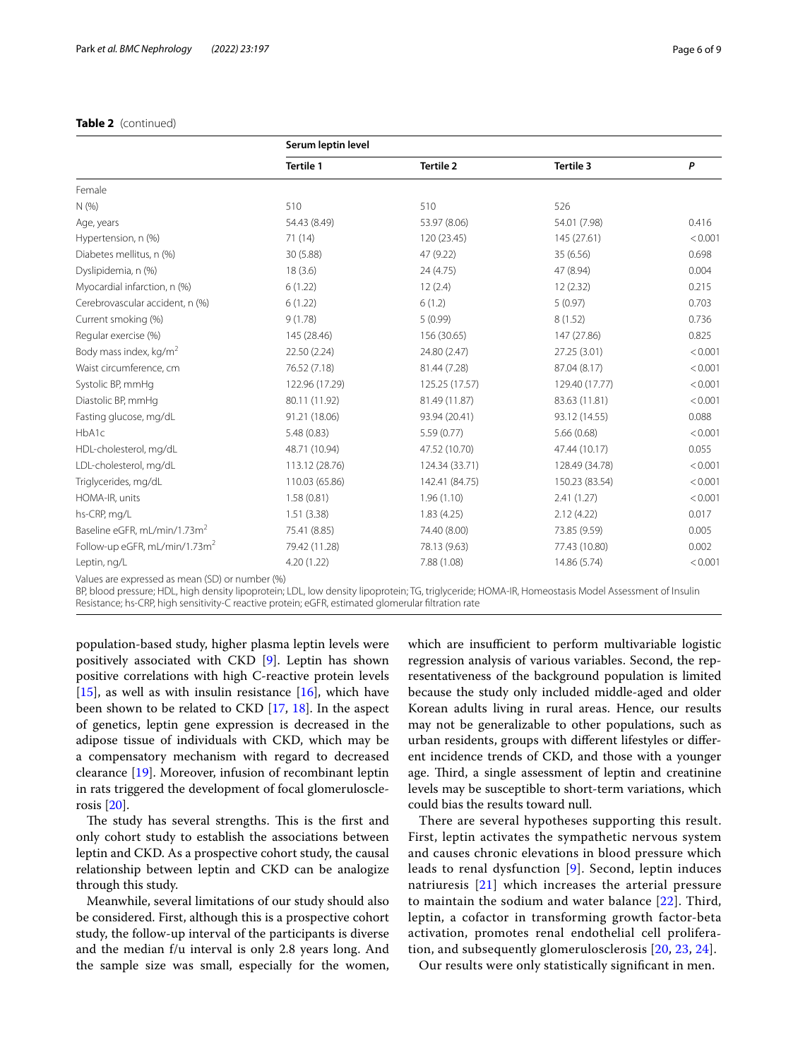**Table 2** (continued)

| | Serum leptin level | | | |
|---|---|---|---|---|
| | **Tertile 1** | **Tertile 2** | **Tertile 3** | ***P*** |
| Female | | | | |
| N (%) | 510 | 510 | 526 | |
| Age, years | 54.43 (8.49) | 53.97 (8.06) | 54.01 (7.98) | 0.416 |
| Hypertension, n (%) | 71 (14) | 120 (23.45) | 145 (27.61) | < 0.001 |
| Diabetes mellitus, n (%) | 30 (5.88) | 47 (9.22) | 35 (6.56) | 0.698 |
| Dyslipidemia, n (%) | 18 (3.6) | 24 (4.75) | 47 (8.94) | 0.004 |
| Myocardial infarction, n (%) | 6 (1.22) | 12 (2.4) | 12 (2.32) | 0.215 |
| Cerebrovascular accident, n (%) | 6 (1.22) | 6 (1.2) | 5 (0.97) | 0.703 |
| Current smoking (%) | 9 (1.78) | 5 (0.99) | 8 (1.52) | 0.736 |
| Regular exercise (%) | 145 (28.46) | 156 (30.65) | 147 (27.86) | 0.825 |
| Body mass index, kg/m$^2$ | 22.50 (2.24) | 24.80 (2.47) | 27.25 (3.01) | < 0.001 |
| Waist circumference, cm | 76.52 (7.18) | 81.44 (7.28) | 87.04 (8.17) | < 0.001 |
| Systolic BP, mmHg | 122.96 (17.29) | 125.25 (17.57) | 129.40 (17.77) | < 0.001 |
| Diastolic BP, mmHg | 80.11 (11.92) | 81.49 (11.87) | 83.63 (11.81) | < 0.001 |
| Fasting glucose, mg/dL | 91.21 (18.06) | 93.94 (20.41) | 93.12 (14.55) | 0.088 |
| HbA1c | 5.48 (0.83) | 5.59 (0.77) | 5.66 (0.68) | < 0.001 |
| HDL-cholesterol, mg/dL | 48.71 (10.94) | 47.52 (10.70) | 47.44 (10.17) | 0.055 |
| LDL-cholesterol, mg/dL | 113.12 (28.76) | 124.34 (33.71) | 128.49 (34.78) | < 0.001 |
| Triglycerides, mg/dL | 110.03 (65.86) | 142.41 (84.75) | 150.23 (83.54) | < 0.001 |
| HOMA-IR, units | 1.58 (0.81) | 1.96 (1.10) | 2.41 (1.27) | < 0.001 |
| hs-CRP, mg/L | 1.51 (3.38) | 1.83 (4.25) | 2.12 (4.22) | 0.017 |
| Baseline eGFR, mL/min/1.73m$^2$ | 75.41 (8.85) | 74.40 (8.00) | 73.85 (9.59) | 0.005 |
| Follow-up eGFR, mL/min/1.73m$^2$ | 79.42 (11.28) | 78.13 (9.63) | 77.43 (10.80) | 0.002 |
| Leptin, ng/L | 4.20 (1.22) | 7.88 (1.08) | 14.86 (5.74) | < 0.001 |

Values are expressed as mean (SD) or number (%)

BP, blood pressure; HDL, high density lipoprotein; LDL, low density lipoprotein; TG, triglyceride; HOMA-IR, Homeostasis Model Assessment of Insulin Resistance; hs-CRP, high sensitivity-C reactive protein; eGFR, estimated glomerular filtration rate

population-based study, higher plasma leptin levels were positively associated with CKD [9]. Leptin has shown positive correlations with high C-reactive protein levels [15], as well as with insulin resistance [16], which have been shown to be related to CKD [17, 18]. In the aspect of genetics, leptin gene expression is decreased in the adipose tissue of individuals with CKD, which may be a compensatory mechanism with regard to decreased clearance [19]. Moreover, infusion of recombinant leptin in rats triggered the development of focal glomerulosclerosis [20].

The study has several strengths. This is the first and only cohort study to establish the associations between leptin and CKD. As a prospective cohort study, the causal relationship between leptin and CKD can be analogize through this study.

Meanwhile, several limitations of our study should also be considered. First, although this is a prospective cohort study, the follow-up interval of the participants is diverse and the median f/u interval is only 2.8 years long. And the sample size was small, especially for the women, which are insufficient to perform multivariable logistic regression analysis of various variables. Second, the representativeness of the background population is limited because the study only included middle-aged and older Korean adults living in rural areas. Hence, our results may not be generalizable to other populations, such as urban residents, groups with different lifestyles or different incidence trends of CKD, and those with a younger age. Third, a single assessment of leptin and creatinine levels may be susceptible to short-term variations, which could bias the results toward null.

There are several hypotheses supporting this result. First, leptin activates the sympathetic nervous system and causes chronic elevations in blood pressure which leads to renal dysfunction [9]. Second, leptin induces natriuresis [21] which increases the arterial pressure to maintain the sodium and water balance [22]. Third, leptin, a cofactor in transforming growth factor-beta activation, promotes renal endothelial cell proliferation, and subsequently glomerulosclerosis [20, 23, 24].

Our results were only statistically significant in men.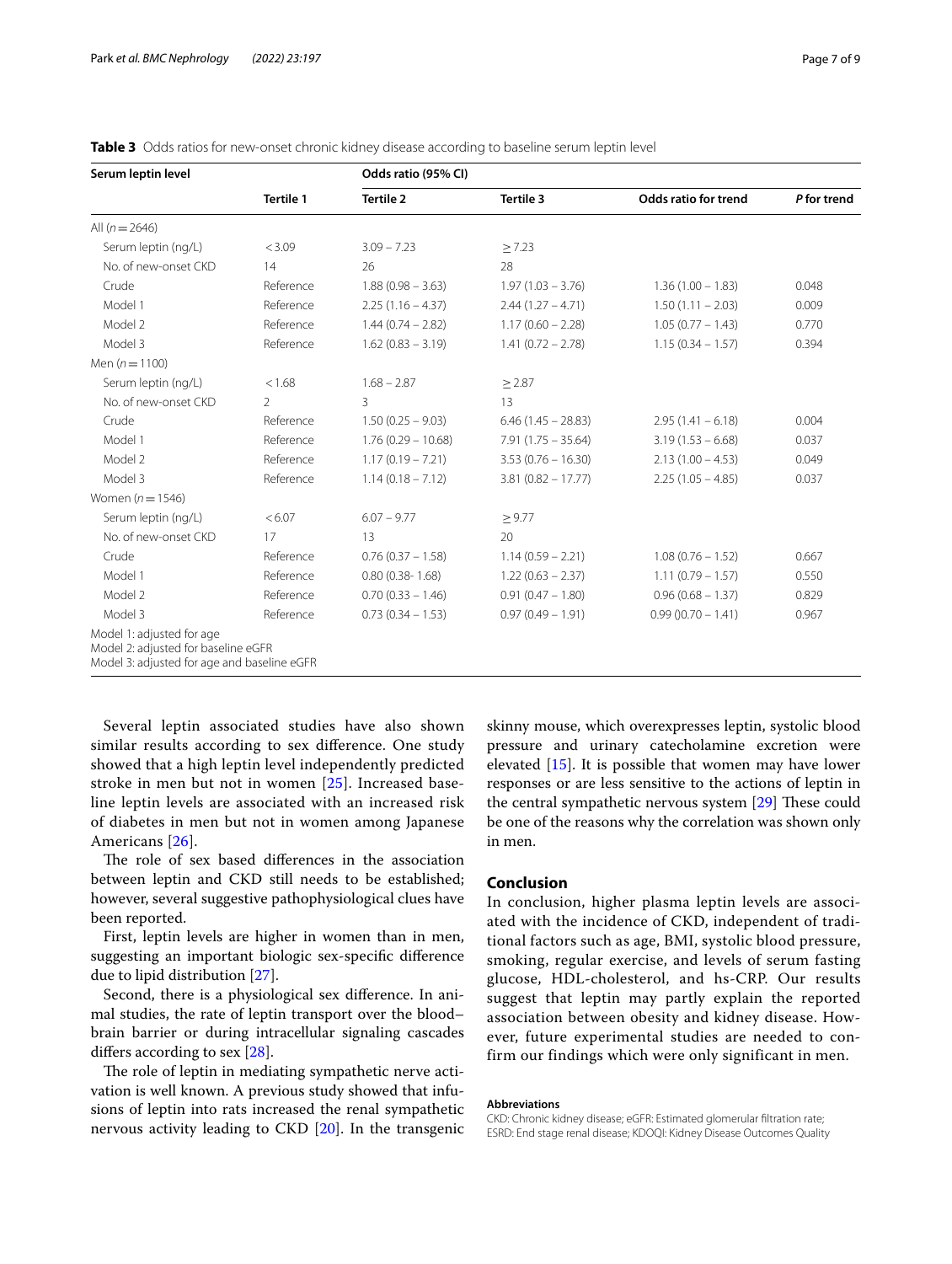**Table 3** Odds ratios for new-onset chronic kidney disease according to baseline serum leptin level

| Serum leptin level | Odds ratio (95% CI) | | | | |
|---|---|---|---|---|---|
| | Tertile 1 | Tertile 2 | Tertile 3 | Odds ratio for trend | *P* for trend |
| All (*n* = 2646) | | | | | |
| Serum leptin (ng/L) | < 3.09 | 3.09 – 7.23 | ≥ 7.23 | | |
| No. of new-onset CKD | 14 | 26 | 28 | | |
| Crude | Reference | 1.88 (0.98 – 3.63) | 1.97 (1.03 – 3.76) | 1.36 (1.00 – 1.83) | 0.048 |
| Model 1 | Reference | 2.25 (1.16 – 4.37) | 2.44 (1.27 – 4.71) | 1.50 (1.11 – 2.03) | 0.009 |
| Model 2 | Reference | 1.44 (0.74 – 2.82) | 1.17 (0.60 – 2.28) | 1.05 (0.77 – 1.43) | 0.770 |
| Model 3 | Reference | 1.62 (0.83 – 3.19) | 1.41 (0.72 – 2.78) | 1.15 (0.34 – 1.57) | 0.394 |
| Men (*n* = 1100) | | | | | |
| Serum leptin (ng/L) | < 1.68 | 1.68 – 2.87 | ≥ 2.87 | | |
| No. of new-onset CKD | 2 | 3 | 13 | | |
| Crude | Reference | 1.50 (0.25 – 9.03) | 6.46 (1.45 – 28.83) | 2.95 (1.41 – 6.18) | 0.004 |
| Model 1 | Reference | 1.76 (0.29 – 10.68) | 7.91 (1.75 – 35.64) | 3.19 (1.53 – 6.68) | 0.037 |
| Model 2 | Reference | 1.17 (0.19 – 7.21) | 3.53 (0.76 – 16.30) | 2.13 (1.00 – 4.53) | 0.049 |
| Model 3 | Reference | 1.14 (0.18 – 7.12) | 3.81 (0.82 – 17.77) | 2.25 (1.05 – 4.85) | 0.037 |
| Women (*n* = 1546) | | | | | |
| Serum leptin (ng/L) | < 6.07 | 6.07 – 9.77 | ≥ 9.77 | | |
| No. of new-onset CKD | 17 | 13 | 20 | | |
| Crude | Reference | 0.76 (0.37 – 1.58) | 1.14 (0.59 – 2.21) | 1.08 (0.76 – 1.52) | 0.667 |
| Model 1 | Reference | 0.80 (0.38- 1.68) | 1.22 (0.63 – 2.37) | 1.11 (0.79 – 1.57) | 0.550 |
| Model 2 | Reference | 0.70 (0.33 – 1.46) | 0.91 (0.47 – 1.80) | 0.96 (0.68 – 1.37) | 0.829 |
| Model 3 | Reference | 0.73 (0.34 – 1.53) | 0.97 (0.49 – 1.91) | 0.99 ()0.70 – 1.41) | 0.967 |

Model 1: adjusted for age
Model 2: adjusted for baseline eGFR
Model 3: adjusted for age and baseline eGFR

Several leptin associated studies have also shown similar results according to sex difference. One study showed that a high leptin level independently predicted stroke in men but not in women [25]. Increased baseline leptin levels are associated with an increased risk of diabetes in men but not in women among Japanese Americans [26].

The role of sex based differences in the association between leptin and CKD still needs to be established; however, several suggestive pathophysiological clues have been reported.

First, leptin levels are higher in women than in men, suggesting an important biologic sex-specific difference due to lipid distribution [27].

Second, there is a physiological sex difference. In animal studies, the rate of leptin transport over the blood–brain barrier or during intracellular signaling cascades differs according to sex [28].

The role of leptin in mediating sympathetic nerve activation is well known. A previous study showed that infusions of leptin into rats increased the renal sympathetic nervous activity leading to CKD [20]. In the transgenic skinny mouse, which overexpresses leptin, systolic blood pressure and urinary catecholamine excretion were elevated [15]. It is possible that women may have lower responses or are less sensitive to the actions of leptin in the central sympathetic nervous system [29] These could be one of the reasons why the correlation was shown only in men.

## Conclusion

In conclusion, higher plasma leptin levels are associated with the incidence of CKD, independent of traditional factors such as age, BMI, systolic blood pressure, smoking, regular exercise, and levels of serum fasting glucose, HDL-cholesterol, and hs-CRP. Our results suggest that leptin may partly explain the reported association between obesity and kidney disease. However, future experimental studies are needed to confirm our findings which were only significant in men.

#### Abbreviations

CKD: Chronic kidney disease; eGFR: Estimated glomerular filtration rate; ESRD: End stage renal disease; KDOQI: Kidney Disease Outcomes Quality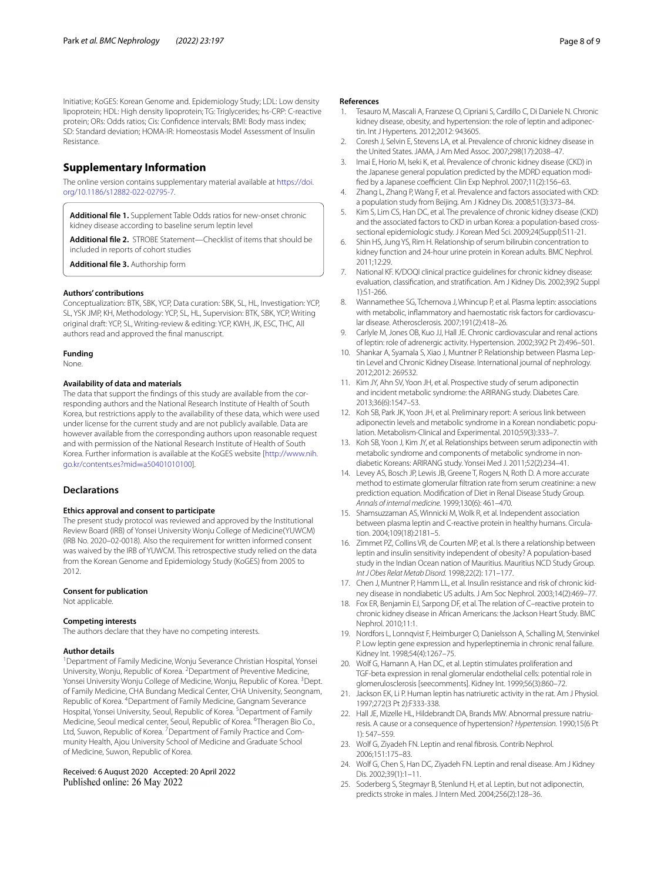Initiative; KoGES: Korean Genome and. Epidemiology Study; LDL: Low density lipoprotein; HDL: High density lipoprotein; TG: Triglycerides; hs-CRP: C-reactive protein; ORs: Odds ratios; Cis: Confidence intervals; BMI: Body mass index; SD: Standard deviation; HOMA-IR: Homeostasis Model Assessment of Insulin Resistance.

## Supplementary Information

The online version contains supplementary material available at https://doi.org/10.1186/s12882-022-02795-7.

**Additional file 1.** Supplement Table Odds ratios for new-onset chronic kidney disease according to baseline serum leptin level

**Additional file 2.** STROBE Statement—Checklist of items that should be included in reports of cohort studies

**Additional file 3.** Authorship form

#### Authors' contributions

Conceptualization: BTK, SBK, YCP, Data curation: SBK, SL, HL, Investigation: YCP, SL, YSK JMP, KH, Methodology: YCP, SL, HL, Supervision: BTK, SBK, YCP, Writing original draft: YCP, SL, Writing-review & editing: YCP, KWH, JK, ESC, THC, All authors read and approved the final manuscript.

#### Funding

None.

#### Availability of data and materials

The data that support the findings of this study are available from the corresponding authors and the National Research Institute of Health of South Korea, but restrictions apply to the availability of these data, which were used under license for the current study and are not publicly available. Data are however available from the corresponding authors upon reasonable request and with permission of the National Research Institute of Health of South Korea. Further information is available at the KoGES website [http://www.nih.go.kr/contents.es?mid=a50401010100].

## Declarations

#### Ethics approval and consent to participate

The present study protocol was reviewed and approved by the Institutional Review Board (IRB) of Yonsei University Wonju College of Medicine(YUWCM) (IRB No. 2020–02-0018). Also the requirement for written informed consent was waived by the IRB of YUWCM. This retrospective study relied on the data from the Korean Genome and Epidemiology Study (KoGES) from 2005 to 2012.

#### Consent for publication

Not applicable.

#### Competing interests

The authors declare that they have no competing interests.

#### Author details

[1]Department of Family Medicine, Wonju Severance Christian Hospital, Yonsei University, Wonju, Republic of Korea. [2]Department of Preventive Medicine, Yonsei University Wonju College of Medicine, Wonju, Republic of Korea. [3]Dept. of Family Medicine, CHA Bundang Medical Center, CHA University, Seongnam, Republic of Korea. [4]Department of Family Medicine, Gangnam Severance Hospital, Yonsei University, Seoul, Republic of Korea. [5]Department of Family Medicine, Seoul medical center, Seoul, Republic of Korea. [6]Theragen Bio Co., Ltd, Suwon, Republic of Korea. [7]Department of Family Practice and Community Health, Ajou University School of Medicine and Graduate School of Medicine, Suwon, Republic of Korea.

Received: 6 August 2020 Accepted: 20 April 2022
Published online: 26 May 2022

#### References

1. Tesauro M, Mascali A, Franzese O, Cipriani S, Cardillo C, Di Daniele N. Chronic kidney disease, obesity, and hypertension: the role of leptin and adiponectin. Int J Hypertens. 2012;2012: 943605.
2. Coresh J, Selvin E, Stevens LA, et al. Prevalence of chronic kidney disease in the United States. JAMA, J Am Med Assoc. 2007;298(17):2038–47.
3. Imai E, Horio M, Iseki K, et al. Prevalence of chronic kidney disease (CKD) in the Japanese general population predicted by the MDRD equation modified by a Japanese coefficient. Clin Exp Nephrol. 2007;11(2):156–63.
4. Zhang L, Zhang P, Wang F, et al. Prevalence and factors associated with CKD: a population study from Beijing. Am J Kidney Dis. 2008;51(3):373–84.
5. Kim S, Lim CS, Han DC, et al. The prevalence of chronic kidney disease (CKD) and the associated factors to CKD in urban Korea: a population-based cross-sectional epidemiologic study. J Korean Med Sci. 2009;24(Suppl):S11-21.
6. Shin HS, Jung YS, Rim H. Relationship of serum bilirubin concentration to kidney function and 24-hour urine protein in Korean adults. BMC Nephrol. 2011;12:29.
7. National KF. K/DOQI clinical practice guidelines for chronic kidney disease: evaluation, classification, and stratification. Am J Kidney Dis. 2002;39(2 Suppl 1):S1-266.
8. Wannamethee SG, Tchernova J, Whincup P, et al. Plasma leptin: associations with metabolic, inflammatory and haemostatic risk factors for cardiovascular disease. Atherosclerosis. 2007;191(2):418–26.
9. Carlyle M, Jones OB, Kuo JJ, Hall JE. Chronic cardiovascular and renal actions of leptin: role of adrenergic activity. Hypertension. 2002;39(2 Pt 2):496–501.
10. Shankar A, Syamala S, Xiao J, Muntner P. Relationship between Plasma Leptin Level and Chronic Kidney Disease. International journal of nephrology. 2012;2012: 269532.
11. Kim JY, Ahn SV, Yoon JH, et al. Prospective study of serum adiponectin and incident metabolic syndrome: the ARIRANG study. Diabetes Care. 2013;36(6):1547–53.
12. Koh SB, Park JK, Yoon JH, et al. Preliminary report: A serious link between adiponectin levels and metabolic syndrome in a Korean nondiabetic population. Metabolism-Clinical and Experimental. 2010;59(3):333–7.
13. Koh SB, Yoon J, Kim JY, et al. Relationships between serum adiponectin with metabolic syndrome and components of metabolic syndrome in non-diabetic Koreans: ARIRANG study. Yonsei Med J. 2011;52(2):234–41.
14. Levey AS, Bosch JP, Lewis JB, Greene T, Rogers N, Roth D. A more accurate method to estimate glomerular filtration rate from serum creatinine: a new prediction equation. Modification of Diet in Renal Disease Study Group. *Annals of internal medicine.* 1999;130(6): 461–470.
15. Shamsuzzaman AS, Winnicki M, Wolk R, et al. Independent association between plasma leptin and C-reactive protein in healthy humans. Circulation. 2004;109(18):2181–5.
16. Zimmet PZ, Collins VR, de Courten MP, et al. Is there a relationship between leptin and insulin sensitivity independent of obesity? A population-based study in the Indian Ocean nation of Mauritius. Mauritius NCD Study Group. *Int J Obes Relat Metab Disord.* 1998;22(2): 171–177.
17. Chen J, Muntner P, Hamm LL, et al. Insulin resistance and risk of chronic kidney disease in nondiabetic US adults. J Am Soc Nephrol. 2003;14(2):469–77.
18. Fox ER, Benjamin EJ, Sarpong DF, et al. The relation of C–reactive protein to chronic kidney disease in African Americans: the Jackson Heart Study. BMC Nephrol. 2010;11:1.
19. Nordfors L, Lonnqvist F, Heimburger O, Danielsson A, Schalling M, Stenvinkel P. Low leptin gene expression and hyperleptinemia in chronic renal failure. Kidney Int. 1998;54(4):1267–75.
20. Wolf G, Hamann A, Han DC, et al. Leptin stimulates proliferation and TGF-beta expression in renal glomerular endothelial cells: potential role in glomerulosclerosis [seecomments]. Kidney Int. 1999;56(3):860–72.
21. Jackson EK, Li P. Human leptin has natriuretic activity in the rat. Am J Physiol. 1997;272(3 Pt 2):F333-338.
22. Hall JE, Mizelle HL, Hildebrandt DA, Brands MW. Abnormal pressure natriuresis. A cause or a consequence of hypertension? *Hypertension.* 1990;15(6 Pt 1): 547–559.
23. Wolf G, Ziyadeh FN. Leptin and renal fibrosis. Contrib Nephrol. 2006;151:175–83.
24. Wolf G, Chen S, Han DC, Ziyadeh FN. Leptin and renal disease. Am J Kidney Dis. 2002;39(1):1–11.
25. Soderberg S, Stegmayr B, Stenlund H, et al. Leptin, but not adiponectin, predicts stroke in males. J Intern Med. 2004;256(2):128–36.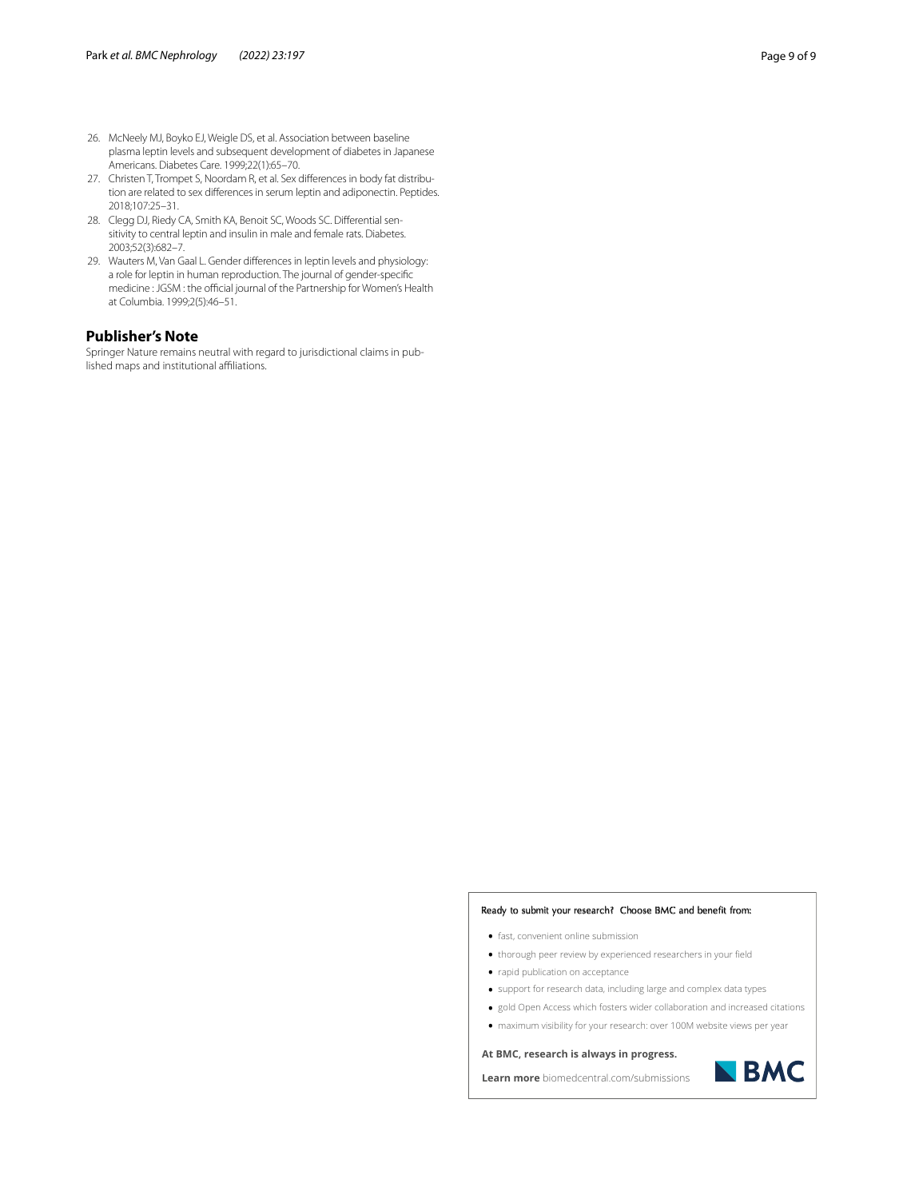26. McNeely MJ, Boyko EJ, Weigle DS, et al. Association between baseline plasma leptin levels and subsequent development of diabetes in Japanese Americans. Diabetes Care. 1999;22(1):65–70.
27. Christen T, Trompet S, Noordam R, et al. Sex differences in body fat distribution are related to sex differences in serum leptin and adiponectin. Peptides. 2018;107:25–31.
28. Clegg DJ, Riedy CA, Smith KA, Benoit SC, Woods SC. Differential sensitivity to central leptin and insulin in male and female rats. Diabetes. 2003;52(3):682–7.
29. Wauters M, Van Gaal L. Gender differences in leptin levels and physiology: a role for leptin in human reproduction. The journal of gender-specific medicine : JGSM : the official journal of the Partnership for Women's Health at Columbia. 1999;2(5):46–51.

## Publisher's Note

Springer Nature remains neutral with regard to jurisdictional claims in published maps and institutional affiliations.

Ready to submit your research? Choose BMC and benefit from:

- fast, convenient online submission
- thorough peer review by experienced researchers in your field
- rapid publication on acceptance
- support for research data, including large and complex data types
- gold Open Access which fosters wider collaboration and increased citations
- maximum visibility for your research: over 100M website views per year

**At BMC, research is always in progress.**

**Learn more** biomedcentral.com/submissions

BMC